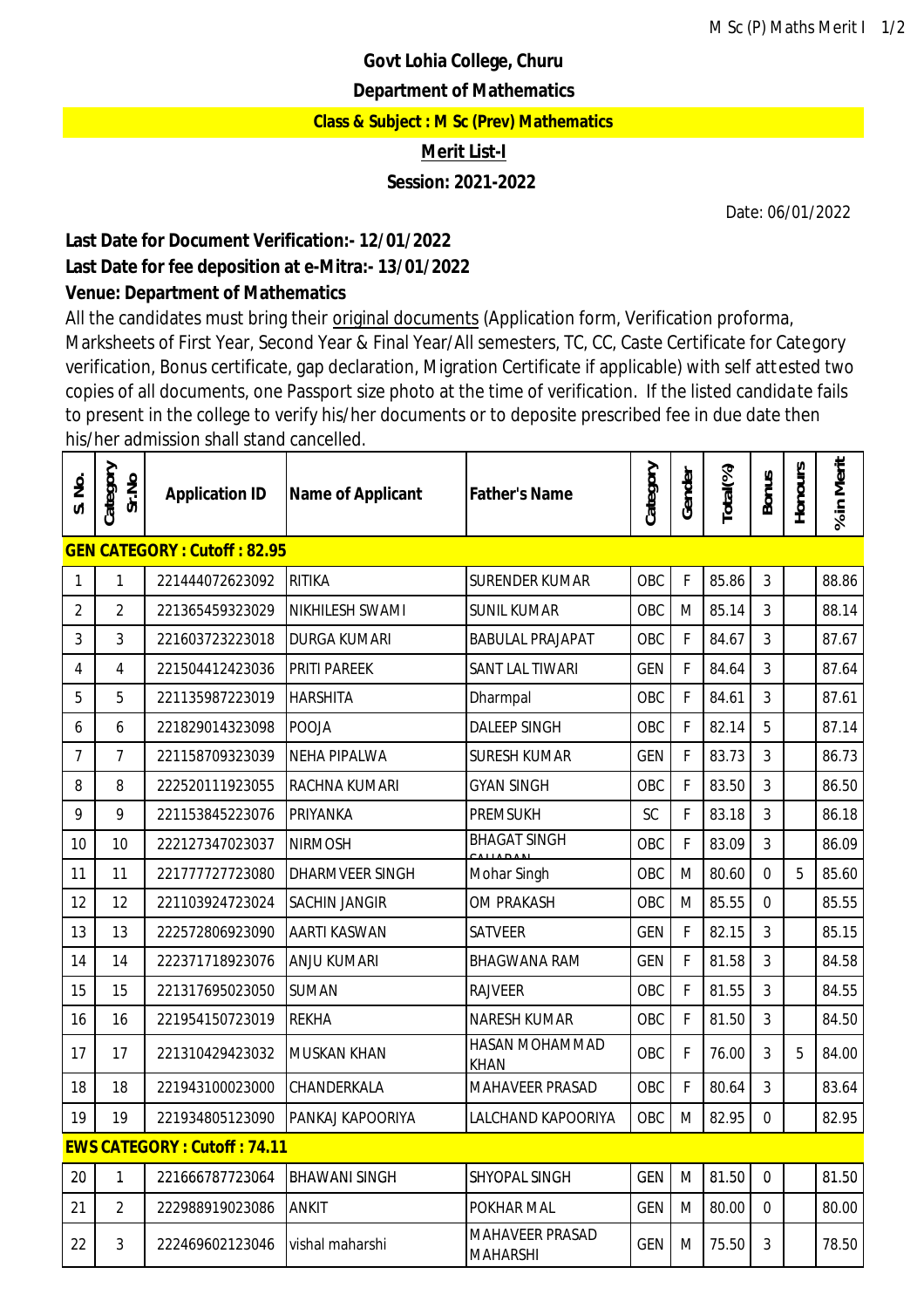**Govt Lohia College, Churu**

**Department of Mathematics**

**Class & Subject : M Sc (Prev) Mathematics**

**Merit List-I**

**Session: 2021-2022**

Date: 06/01/2022

**Last Date for Document Verification:- 12/01/2022**

**Last Date for fee deposition at e-Mitra:- 13/01/2022**

**Venue: Department of Mathematics**

All the candidates must bring their original documents (Application form, Verification proforma, Marksheets of First Year, Second Year & Final Year/All semesters, TC, CC, Caste Certificate for Category verification, Bonus certificate, gap declaration, Migration Certificate if applicable) with self attested two copies of all documents, one Passport size photo at the time of verification. If the listed candidate fails to present in the college to verify his/her documents or to deposite prescribed fee in due date then his/her admission shall stand cancelled.

| Sl. No. | Category Sr.No | Application ID | Name of Applicant | Father's Name | Category | Gender | Total(%) | Bonus | Honours | % in Merit |
|---|---|---|---|---|---|---|---|---|---|---|
| **GEN CATEGORY : Cutoff : 82.95** | | | | | | | | | | |
| 1 | 1 | 221444072623092 | RITIKA | SURENDER KUMAR | OBC | F | 85.86 | 3 | | 88.86 |
| 2 | 2 | 221365459323029 | NIKHILESH SWAMI | SUNIL KUMAR | OBC | M | 85.14 | 3 | | 88.14 |
| 3 | 3 | 221603723223018 | DURGA KUMARI | BABULAL PRAJAPAT | OBC | F | 84.67 | 3 | | 87.67 |
| 4 | 4 | 221504412423036 | PRITI PAREEK | SANT LAL TIWARI | GEN | F | 84.64 | 3 | | 87.64 |
| 5 | 5 | 221135987223019 | HARSHITA | Dharmpal | OBC | F | 84.61 | 3 | | 87.61 |
| 6 | 6 | 221829014323098 | POOJA | DALEEP SINGH | OBC | F | 82.14 | 5 | | 87.14 |
| 7 | 7 | 221158709323039 | NEHA PIPALWA | SURESH KUMAR | GEN | F | 83.73 | 3 | | 86.73 |
| 8 | 8 | 222520111923055 | RACHNA KUMARI | GYAN SINGH | OBC | F | 83.50 | 3 | | 86.50 |
| 9 | 9 | 221153845223076 | PRIYANKA | PREMSUKH | SC | F | 83.18 | 3 | | 86.18 |
| 10 | 10 | 222127347023037 | NIRMOSH | BHAGAT SINGH CHAUHAN | OBC | F | 83.09 | 3 | | 86.09 |
| 11 | 11 | 221777727723080 | DHARMVEER SINGH | Mohar Singh | OBC | M | 80.60 | 0 | 5 | 85.60 |
| 12 | 12 | 221103924723024 | SACHIN JANGIR | OM PRAKASH | OBC | M | 85.55 | 0 | | 85.55 |
| 13 | 13 | 222572806923090 | AARTI KASWAN | SATVEER | GEN | F | 82.15 | 3 | | 85.15 |
| 14 | 14 | 222371718923076 | ANJU KUMARI | BHAGWANA RAM | GEN | F | 81.58 | 3 | | 84.58 |
| 15 | 15 | 221317695023050 | SUMAN | RAJVEER | OBC | F | 81.55 | 3 | | 84.55 |
| 16 | 16 | 221954150723019 | REKHA | NARESH KUMAR | OBC | F | 81.50 | 3 | | 84.50 |
| 17 | 17 | 221310429423032 | MUSKAN KHAN | HASAN MOHAMMAD KHAN | OBC | F | 76.00 | 3 | 5 | 84.00 |
| 18 | 18 | 221943100023000 | CHANDERKALA | MAHAVEER PRASAD | OBC | F | 80.64 | 3 | | 83.64 |
| 19 | 19 | 221934805123090 | PANKAJ KAPOORIYA | LALCHAND KAPOORIYA | OBC | M | 82.95 | 0 | | 82.95 |
| **EWS CATEGORY : Cutoff : 74.11** | | | | | | | | | | |
| 20 | 1 | 221666787723064 | BHAWANI SINGH | SHYOPAL SINGH | GEN | M | 81.50 | 0 | | 81.50 |
| 21 | 2 | 222988919023086 | ANKIT | POKHAR MAL | GEN | M | 80.00 | 0 | | 80.00 |
| 22 | 3 | 222469602123046 | vishal maharshi | MAHAVEER PRASAD MAHARSHI | GEN | M | 75.50 | 3 | | 78.50 |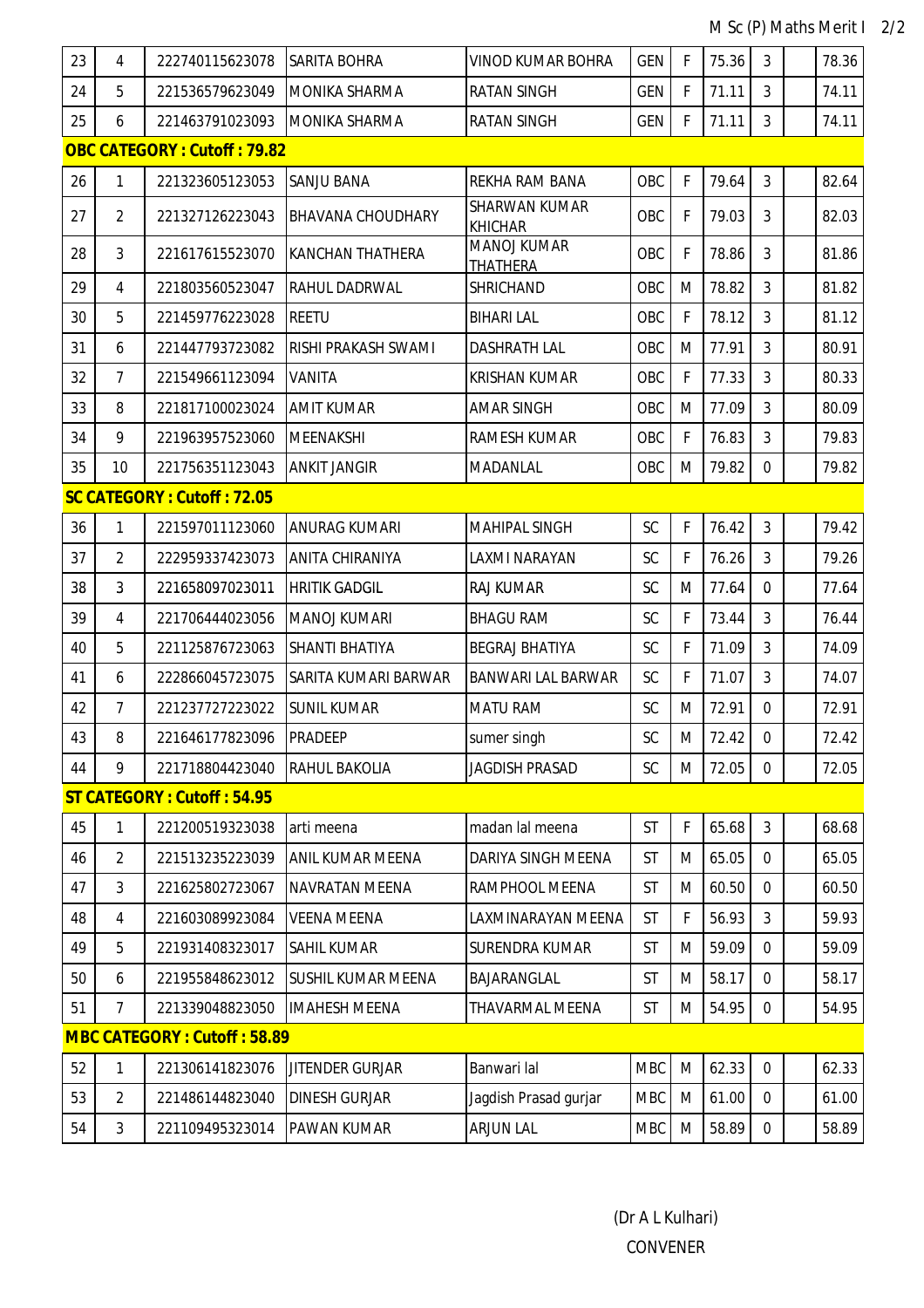| | | | | | | | | | | |
|---|---|---|---|---|---|---|---|---|---|---|
| 23 | 4 | 222740115623078 | SARITA BOHRA | VINOD KUMAR BOHRA | GEN | F | 75.36 | 3 | | 78.36 |
| 24 | 5 | 221536579623049 | MONIKA SHARMA | RATAN SINGH | GEN | F | 71.11 | 3 | | 74.11 |
| 25 | 6 | 221463791023093 | MONIKA SHARMA | RATAN SINGH | GEN | F | 71.11 | 3 | | 74.11 |
| **OBC CATEGORY : Cutoff : 79.82** | | | | | | | | | | |
| 26 | 1 | 221323605123053 | SANJU BANA | REKHA RAM BANA | OBC | F | 79.64 | 3 | | 82.64 |
| 27 | 2 | 221327126223043 | BHAVANA CHOUDHARY | SHARWAN KUMAR KHICHAR | OBC | F | 79.03 | 3 | | 82.03 |
| 28 | 3 | 221617615523070 | KANCHAN THATHERA | MANOJ KUMAR THATHERA | OBC | F | 78.86 | 3 | | 81.86 |
| 29 | 4 | 221803560523047 | RAHUL DADRWAL | SHRICHAND | OBC | M | 78.82 | 3 | | 81.82 |
| 30 | 5 | 221459776223028 | REETU | BIHARI LAL | OBC | F | 78.12 | 3 | | 81.12 |
| 31 | 6 | 221447793723082 | RISHI PRAKASH SWAMI | DASHRATH LAL | OBC | M | 77.91 | 3 | | 80.91 |
| 32 | 7 | 221549661123094 | VANITA | KRISHAN KUMAR | OBC | F | 77.33 | 3 | | 80.33 |
| 33 | 8 | 221817100023024 | AMIT KUMAR | AMAR SINGH | OBC | M | 77.09 | 3 | | 80.09 |
| 34 | 9 | 221963957523060 | MEENAKSHI | RAMESH KUMAR | OBC | F | 76.83 | 3 | | 79.83 |
| 35 | 10 | 221756351123043 | ANKIT JANGIR | MADANLAL | OBC | M | 79.82 | 0 | | 79.82 |
| **SC CATEGORY : Cutoff : 72.05** | | | | | | | | | | |
| 36 | 1 | 221597011123060 | ANURAG KUMARI | MAHIPAL SINGH | SC | F | 76.42 | 3 | | 79.42 |
| 37 | 2 | 222959337423073 | ANITA CHIRANIYA | LAXMI NARAYAN | SC | F | 76.26 | 3 | | 79.26 |
| 38 | 3 | 221658097023011 | HRITIK GADGIL | RAJ KUMAR | SC | M | 77.64 | 0 | | 77.64 |
| 39 | 4 | 221706444023056 | MANOJ KUMARI | BHAGU RAM | SC | F | 73.44 | 3 | | 76.44 |
| 40 | 5 | 221125876723063 | SHANTI BHATIYA | BEGRAJ BHATIYA | SC | F | 71.09 | 3 | | 74.09 |
| 41 | 6 | 222866045723075 | SARITA KUMARI BARWAR | BANWARI LAL BARWAR | SC | F | 71.07 | 3 | | 74.07 |
| 42 | 7 | 221237727223022 | SUNIL KUMAR | MATU RAM | SC | M | 72.91 | 0 | | 72.91 |
| 43 | 8 | 221646177823096 | PRADEEP | sumer singh | SC | M | 72.42 | 0 | | 72.42 |
| 44 | 9 | 221718804423040 | RAHUL BAKOLIA | JAGDISH PRASAD | SC | M | 72.05 | 0 | | 72.05 |
| **ST CATEGORY : Cutoff : 54.95** | | | | | | | | | | |
| 45 | 1 | 221200519323038 | arti meena | madan lal meena | ST | F | 65.68 | 3 | | 68.68 |
| 46 | 2 | 221513235223039 | ANIL KUMAR MEENA | DARIYA SINGH MEENA | ST | M | 65.05 | 0 | | 65.05 |
| 47 | 3 | 221625802723067 | NAVRATAN MEENA | RAMPHOOL MEENA | ST | M | 60.50 | 0 | | 60.50 |
| 48 | 4 | 221603089923084 | VEENA MEENA | LAXMINARAYAN MEENA | ST | F | 56.93 | 3 | | 59.93 |
| 49 | 5 | 221931408323017 | SAHIL KUMAR | SURENDRA KUMAR | ST | M | 59.09 | 0 | | 59.09 |
| 50 | 6 | 221955848623012 | SUSHIL KUMAR MEENA | BAJARANGLAL | ST | M | 58.17 | 0 | | 58.17 |
| 51 | 7 | 221339048823050 | IMAHESH MEENA | THAVARMAL MEENA | ST | M | 54.95 | 0 | | 54.95 |
| **MBC CATEGORY : Cutoff : 58.89** | | | | | | | | | | |
| 52 | 1 | 221306141823076 | JITENDER GURJAR | Banwari lal | MBC | M | 62.33 | 0 | | 62.33 |
| 53 | 2 | 221486144823040 | DINESH GURJAR | Jagdish Prasad gurjar | MBC | M | 61.00 | 0 | | 61.00 |
| 54 | 3 | 221109495323014 | PAWAN KUMAR | ARJUN LAL | MBC | M | 58.89 | 0 | | 58.89 |

(Dr A L Kulhari)

CONVENER